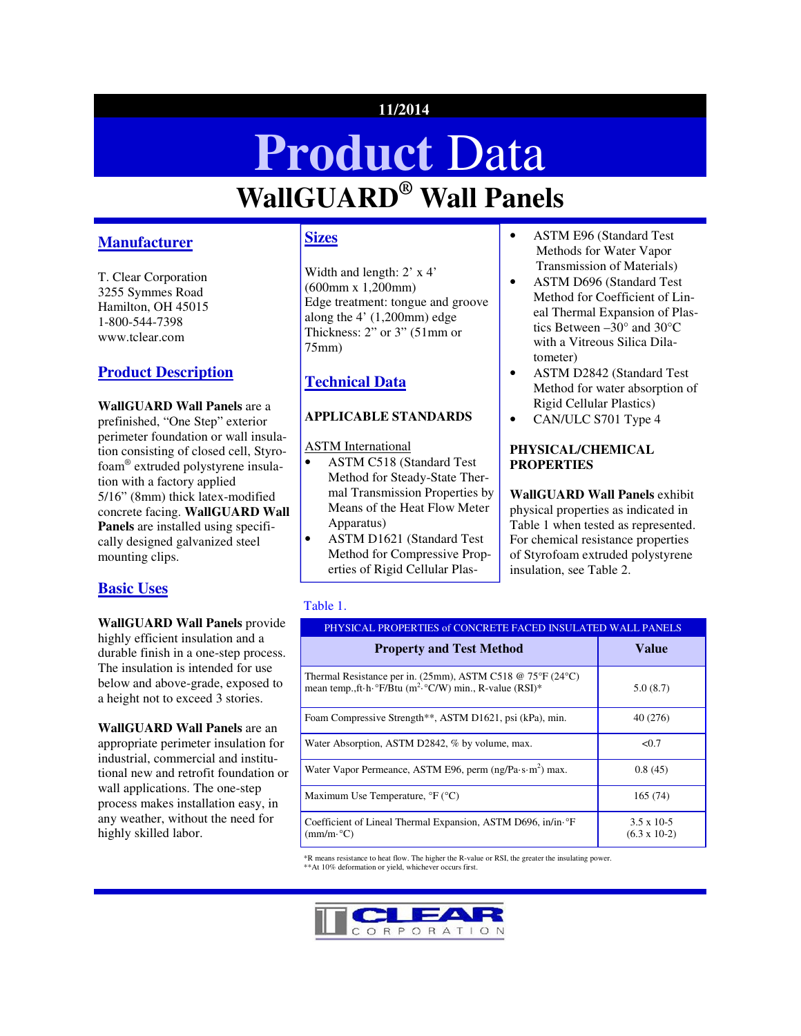11/2014

# Product Data

# WallGUARD® Wall Panels

## Manufacturer

T. Clear Corporation
3255 Symmes Road
Hamilton, OH 45015
1-800-544-7398
www.tclear.com

## Product Description

**WallGUARD Wall Panels** are a prefinished, "One Step" exterior perimeter foundation or wall insulation consisting of closed cell, Styrofoam® extruded polystyrene insulation with a factory applied 5/16" (8mm) thick latex-modified concrete facing. **WallGUARD Wall Panels** are installed using specifically designed galvanized steel mounting clips.

## Basic Uses

**WallGUARD Wall Panels** provide highly efficient insulation and a durable finish in a one-step process. The insulation is intended for use below and above-grade, exposed to a height not to exceed 3 stories.

**WallGUARD Wall Panels** are an appropriate perimeter insulation for industrial, commercial and institutional new and retrofit foundation or wall applications. The one-step process makes installation easy, in any weather, without the need for highly skilled labor.

## Sizes

Width and length: 2' x 4' (600mm x 1,200mm)
Edge treatment: tongue and groove along the 4' (1,200mm) edge
Thickness: 2" or 3" (51mm or 75mm)

## Technical Data

### APPLICABLE STANDARDS

ASTM International

- ASTM C518 (Standard Test Method for Steady-State Thermal Transmission Properties by Means of the Heat Flow Meter Apparatus)
- ASTM D1621 (Standard Test Method for Compressive Properties of Rigid Cellular Plastics)
- ASTM E96 (Standard Test Methods for Water Vapor Transmission of Materials)
- ASTM D696 (Standard Test Method for Coefficient of Lineal Thermal Expansion of Plastics Between –30° and 30°C with a Vitreous Silica Dilatometer)
- ASTM D2842 (Standard Test Method for water absorption of Rigid Cellular Plastics)
- CAN/ULC S701 Type 4

### PHYSICAL/CHEMICAL PROPERTIES

**WallGUARD Wall Panels** exhibit physical properties as indicated in Table 1 when tested as represented. For chemical resistance properties of Styrofoam extruded polystyrene insulation, see Table 2.

Table 1.

| PHYSICAL PROPERTIES of CONCRETE FACED INSULATED WALL PANELS | |
|---|---|
| **Property and Test Method** | **Value** |
| Thermal Resistance per in. (25mm), ASTM C518 @ 75°F (24°C) mean temp.,ft·h·°F/Btu ($m^2$·°C/W) min., R-value (RSI)* | 5.0 (8.7) |
| Foam Compressive Strength**, ASTM D1621, psi (kPa), min. | 40 (276) |
| Water Absorption, ASTM D2842, % by volume, max. | <0.7 |
| Water Vapor Permeance, ASTM E96, perm (ng/Pa·s·$m^2$) max. | 0.8 (45) |
| Maximum Use Temperature, °F (°C) | 165 (74) |
| Coefficient of Lineal Thermal Expansion, ASTM D696, in/in·°F (mm/m·°C) | 3.5 x 10-5 (6.3 x 10-2) |

*R means resistance to heat flow. The higher the R-value or RSI, the greater the insulating power.
**At 10% deformation or yield, whichever occurs first.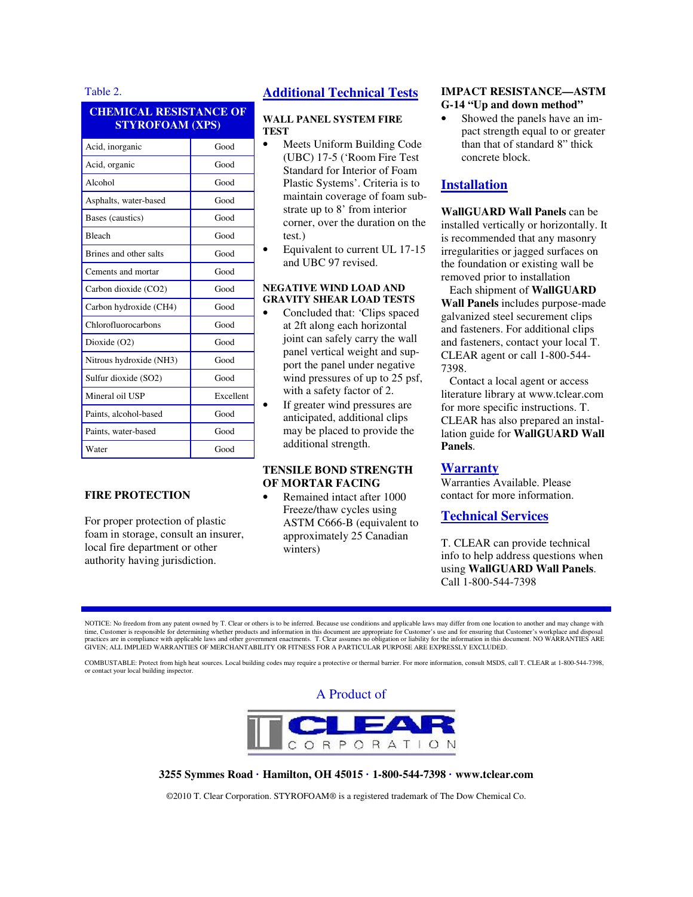Table 2.

| CHEMICAL RESISTANCE OF STYROFOAM (XPS) | |
|---|---|
| Acid, inorganic | Good |
| Acid, organic | Good |
| Alcohol | Good |
| Asphalts, water-based | Good |
| Bases (caustics) | Good |
| Bleach | Good |
| Brines and other salts | Good |
| Cements and mortar | Good |
| Carbon dioxide (CO2) | Good |
| Carbon hydroxide (CH4) | Good |
| Chlorofluorocarbons | Good |
| Dioxide (O2) | Good |
| Nitrous hydroxide (NH3) | Good |
| Sulfur dioxide (SO2) | Good |
| Mineral oil USP | Excellent |
| Paints, alcohol-based | Good |
| Paints, water-based | Good |
| Water | Good |

### FIRE PROTECTION

For proper protection of plastic foam in storage, consult an insurer, local fire department or other authority having jurisdiction.

## Additional Technical Tests

### WALL PANEL SYSTEM FIRE TEST

- Meets Uniform Building Code (UBC) 17-5 ('Room Fire Test Standard for Interior of Foam Plastic Systems'. Criteria is to maintain coverage of foam substrate up to 8' from interior corner, over the duration on the test.)
- Equivalent to current UL 17-15 and UBC 97 revised.

### NEGATIVE WIND LOAD AND GRAVITY SHEAR LOAD TESTS

- Concluded that: 'Clips spaced at 2ft along each horizontal joint can safely carry the wall panel vertical weight and support the panel under negative wind pressures of up to 25 psf, with a safety factor of 2.
- If greater wind pressures are anticipated, additional clips may be placed to provide the additional strength.

### TENSILE BOND STRENGTH OF MORTAR FACING

- Remained intact after 1000 Freeze/thaw cycles using ASTM C666-B (equivalent to approximately 25 Canadian winters)

### IMPACT RESISTANCE—ASTM G-14 "Up and down method"

- Showed the panels have an impact strength equal to or greater than that of standard 8" thick concrete block.

## Installation

**WallGUARD Wall Panels** can be installed vertically or horizontally. It is recommended that any masonry irregularities or jagged surfaces on the foundation or existing wall be removed prior to installation

Each shipment of **WallGUARD Wall Panels** includes purpose-made galvanized steel securement clips and fasteners. For additional clips and fasteners, contact your local T. CLEAR agent or call 1-800-544-7398.

Contact a local agent or access literature library at www.tclear.com for more specific instructions. T. CLEAR has also prepared an installation guide for **WallGUARD Wall Panels**.

## Warranty

Warranties Available. Please contact for more information.

## Technical Services

T. CLEAR can provide technical info to help address questions when using **WallGUARD Wall Panels**. Call 1-800-544-7398

NOTICE: No freedom from any patent owned by T. Clear or others is to be inferred. Because use conditions and applicable laws may differ from one location to another and may change with time, Customer is responsible for determining whether products and information in this document are appropriate for Customer's use and for ensuring that Customer's workplace and disposal practices are in compliance with applicable laws and other government enactments. T. Clear assumes no obligation or liability for the information in this document. NO WARRANTIES ARE GIVEN; ALL IMPLIED WARRANTIES OF MERCHANTABILITY OR FITNESS FOR A PARTICULAR PURPOSE ARE EXPRESSLY EXCLUDED.

COMBUSTABLE: Protect from high heat sources. Local building codes may require a protective or thermal barrier. For more information, consult MSDS, call T. CLEAR at 1-800-544-7398, or contact your local building inspector.

A Product of

T CLEAR CORPORATION

**3255 Symmes Road · Hamilton, OH 45015 · 1-800-544-7398 · www.tclear.com**

©2010 T. Clear Corporation. STYROFOAM® is a registered trademark of The Dow Chemical Co.